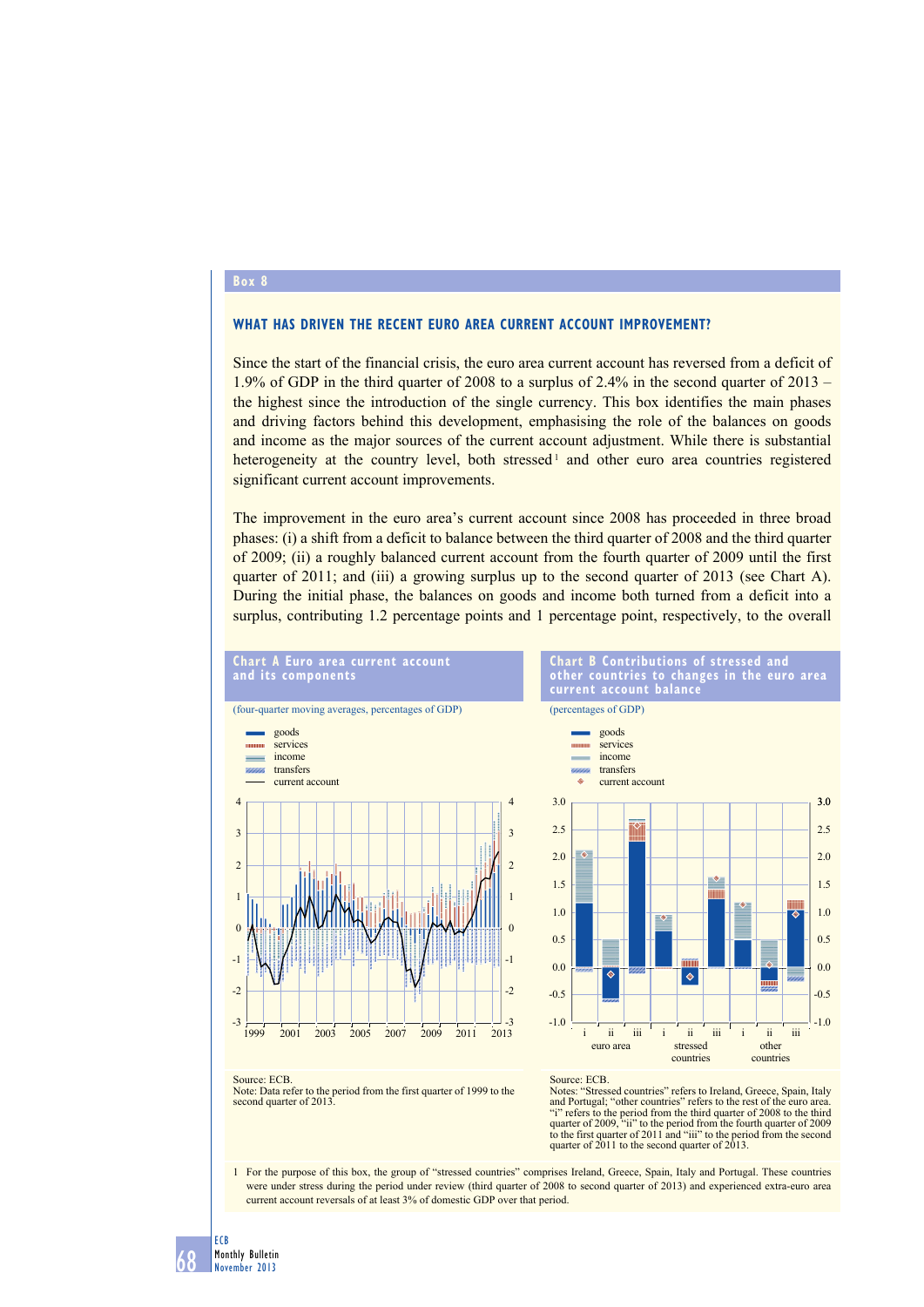Box 8

## WHAT HAS DRIVEN THE RECENT EURO AREA CURRENT ACCOUNT IMPROVEMENT?

Since the start of the financial crisis, the euro area current account has reversed from a deficit of 1.9% of GDP in the third quarter of 2008 to a surplus of 2.4% in the second quarter of 2013 – the highest since the introduction of the single currency. This box identifies the main phases and driving factors behind this development, emphasising the role of the balances on goods and income as the major sources of the current account adjustment. While there is substantial heterogeneity at the country level, both stressed[1] and other euro area countries registered significant current account improvements.

The improvement in the euro area's current account since 2008 has proceeded in three broad phases: (i) a shift from a deficit to balance between the third quarter of 2008 and the third quarter of 2009; (ii) a roughly balanced current account from the fourth quarter of 2009 until the first quarter of 2011; and (iii) a growing surplus up to the second quarter of 2013 (see Chart A). During the initial phase, the balances on goods and income both turned from a deficit into a surplus, contributing 1.2 percentage points and 1 percentage point, respectively, to the overall

**Chart A Euro area current account and its components**

(four-quarter moving averages, percentages of GDP)

Source: ECB.
Note: Data refer to the period from the first quarter of 1999 to the second quarter of 2013.

**Chart B Contributions of stressed and other countries to changes in the euro area current account balance**

(percentages of GDP)

Source: ECB.
Notes: "Stressed countries" refers to Ireland, Greece, Spain, Italy and Portugal; "other countries" refers to the rest of the euro area. "i" refers to the period from the third quarter of 2008 to the third quarter of 2009, "ii" to the period from the fourth quarter of 2009 to the first quarter of 2011 and "iii" to the period from the second quarter of 2011 to the second quarter of 2013.

1 For the purpose of this box, the group of "stressed countries" comprises Ireland, Greece, Spain, Italy and Portugal. These countries were under stress during the period under review (third quarter of 2008 to second quarter of 2013) and experienced extra-euro area current account reversals of at least 3% of domestic GDP over that period.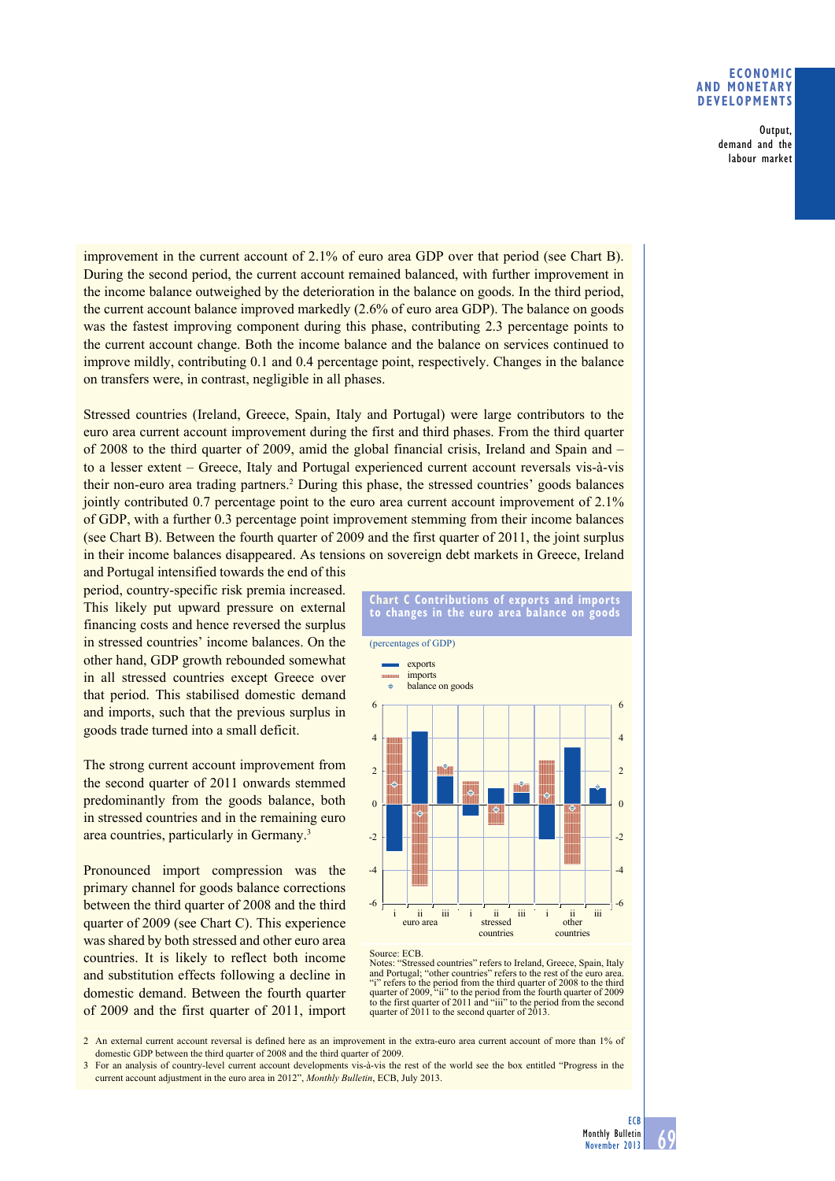improvement in the current account of 2.1% of euro area GDP over that period (see Chart B). During the second period, the current account remained balanced, with further improvement in the income balance outweighed by the deterioration in the balance on goods. In the third period, the current account balance improved markedly (2.6% of euro area GDP). The balance on goods was the fastest improving component during this phase, contributing 2.3 percentage points to the current account change. Both the income balance and the balance on services continued to improve mildly, contributing 0.1 and 0.4 percentage point, respectively. Changes in the balance on transfers were, in contrast, negligible in all phases.

Stressed countries (Ireland, Greece, Spain, Italy and Portugal) were large contributors to the euro area current account improvement during the first and third phases. From the third quarter of 2008 to the third quarter of 2009, amid the global financial crisis, Ireland and Spain and – to a lesser extent – Greece, Italy and Portugal experienced current account reversals vis-à-vis their non-euro area trading partners.[2] During this phase, the stressed countries' goods balances jointly contributed 0.7 percentage point to the euro area current account improvement of 2.1% of GDP, with a further 0.3 percentage point improvement stemming from their income balances (see Chart B). Between the fourth quarter of 2009 and the first quarter of 2011, the joint surplus in their income balances disappeared. As tensions on sovereign debt markets in Greece, Ireland and Portugal intensified towards the end of this period, country-specific risk premia increased. This likely put upward pressure on external financing costs and hence reversed the surplus in stressed countries' income balances. On the other hand, GDP growth rebounded somewhat in all stressed countries except Greece over that period. This stabilised domestic demand and imports, such that the previous surplus in goods trade turned into a small deficit.

The strong current account improvement from the second quarter of 2011 onwards stemmed predominantly from the goods balance, both in stressed countries and in the remaining euro area countries, particularly in Germany.[3]

Pronounced import compression was the primary channel for goods balance corrections between the third quarter of 2008 and the third quarter of 2009 (see Chart C). This experience was shared by both stressed and other euro area countries. It is likely to reflect both income and substitution effects following a decline in domestic demand. Between the fourth quarter of 2009 and the first quarter of 2011, import

**Chart C Contributions of exports and imports to changes in the euro area balance on goods**

(percentages of GDP)

Source: ECB.
Notes: "Stressed countries" refers to Ireland, Greece, Spain, Italy and Portugal; "other countries" refers to the rest of the euro area. "i" refers to the period from the third quarter of 2008 to the third quarter of 2009, "ii" to the period from the fourth quarter of 2009 to the first quarter of 2011 and "iii" to the period from the second quarter of 2011 to the second quarter of 2013.

2 An external current account reversal is defined here as an improvement in the extra-euro area current account of more than 1% of domestic GDP between the third quarter of 2008 and the third quarter of 2009.

3 For an analysis of country-level current account developments vis-à-vis the rest of the world see the box entitled "Progress in the current account adjustment in the euro area in 2012", *Monthly Bulletin*, ECB, July 2013.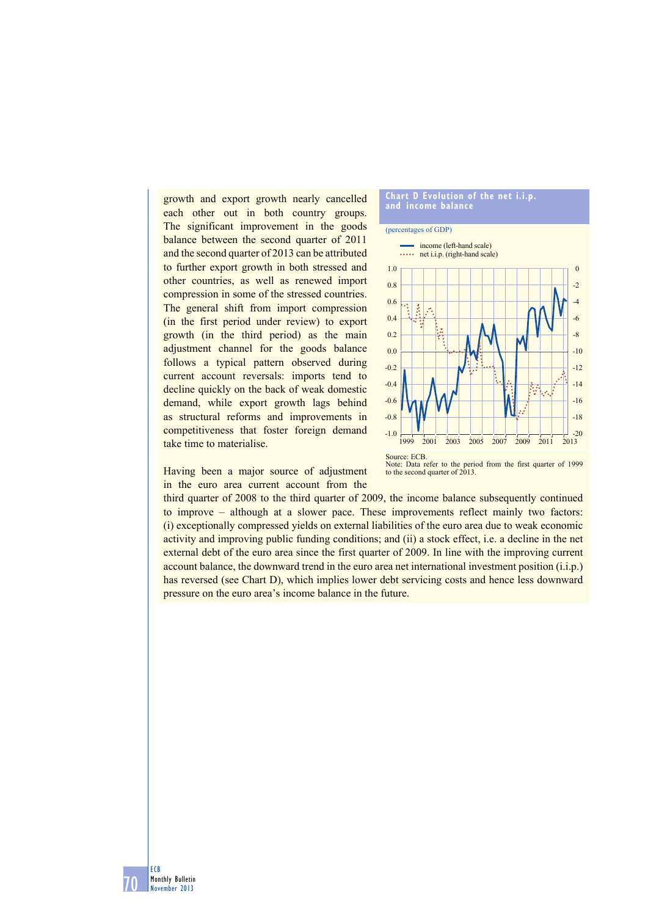growth and export growth nearly cancelled each other out in both country groups. The significant improvement in the goods balance between the second quarter of 2011 and the second quarter of 2013 can be attributed to further export growth in both stressed and other countries, as well as renewed import compression in some of the stressed countries. The general shift from import compression (in the first period under review) to export growth (in the third period) as the main adjustment channel for the goods balance follows a typical pattern observed during current account reversals: imports tend to decline quickly on the back of weak domestic demand, while export growth lags behind as structural reforms and improvements in competitiveness that foster foreign demand take time to materialise.

**Chart D Evolution of the net i.i.p. and income balance**

(percentages of GDP)

income (left-hand scale)
net i.i.p. (right-hand scale)

1.0
0.8
0.6
0.4
0.2
0.0
-0.2
-0.4
-0.6
-0.8
-1.0

0
-2
-4
-6
-8
-10
-12
-14
-16
-18
-20

1999 2001 2003 2005 2007 2009 2011 2013

Source: ECB.
Note: Data refer to the period from the first quarter of 1999 to the second quarter of 2013.

Having been a major source of adjustment in the euro area current account from the third quarter of 2008 to the third quarter of 2009, the income balance subsequently continued to improve – although at a slower pace. These improvements reflect mainly two factors: (i) exceptionally compressed yields on external liabilities of the euro area due to weak economic activity and improving public funding conditions; and (ii) a stock effect, i.e. a decline in the net external debt of the euro area since the first quarter of 2009. In line with the improving current account balance, the downward trend in the euro area net international investment position (i.i.p.) has reversed (see Chart D), which implies lower debt servicing costs and hence less downward pressure on the euro area's income balance in the future.